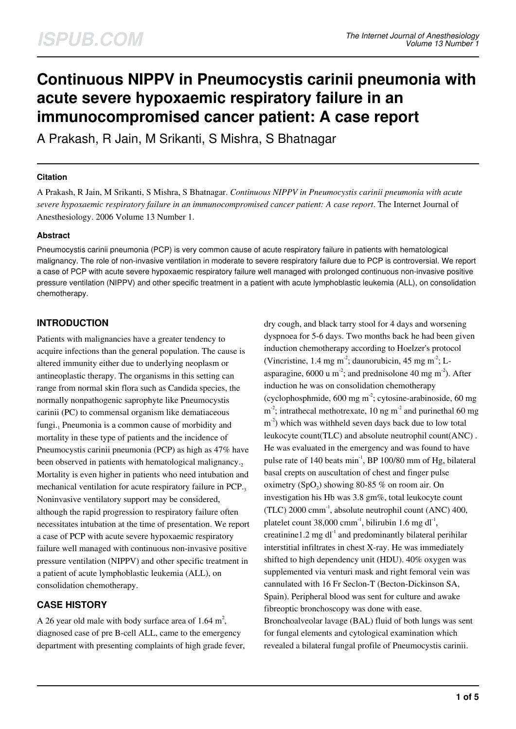# Continuous NIPPV in Pneumocystis carinii pneumonia with acute severe hypoxaemic respiratory failure in an immunocompromised cancer patient: A case report

A Prakash, R Jain, M Srikanti, S Mishra, S Bhatnagar

### Citation

A Prakash, R Jain, M Srikanti, S Mishra, S Bhatnagar. *Continuous NIPPV in Pneumocystis carinii pneumonia with acute severe hypoxaemic respiratory failure in an immunocompromised cancer patient: A case report*. The Internet Journal of Anesthesiology. 2006 Volume 13 Number 1.

### Abstract

Pneumocystis carinii pneumonia (PCP) is very common cause of acute respiratory failure in patients with hematological malignancy. The role of non-invasive ventilation in moderate to severe respiratory failure due to PCP is controversial. We report a case of PCP with acute severe hypoxaemic respiratory failure well managed with prolonged continuous non-invasive positive pressure ventilation (NIPPV) and other specific treatment in a patient with acute lymphoblastic leukemia (ALL), on consolidation chemotherapy.

## INTRODUCTION

Patients with malignancies have a greater tendency to acquire infections than the general population. The cause is altered immunity either due to underlying neoplasm or antineoplastic therapy. The organisms in this setting can range from normal skin flora such as Candida species, the normally nonpathogenic saprophyte like Pneumocystis carinii (PC) to commensal organism like dematiaceous fungi.[1] Pneumonia is a common cause of morbidity and mortality in these type of patients and the incidence of Pneumocystis carinii pneumonia (PCP) as high as 47% have been observed in patients with hematological malignancy.[2] Mortality is even higher in patients who need intubation and mechanical ventilation for acute respiratory failure in PCP.[3] Noninvasive ventilatory support may be considered, although the rapid progression to respiratory failure often necessitates intubation at the time of presentation. We report a case of PCP with acute severe hypoxaemic respiratory failure well managed with continuous non-invasive positive pressure ventilation (NIPPV) and other specific treatment in a patient of acute lymphoblastic leukemia (ALL), on consolidation chemotherapy.

## CASE HISTORY

A 26 year old male with body surface area of 1.64 $m^2$, diagnosed case of pre B-cell ALL, came to the emergency department with presenting complaints of high grade fever, dry cough, and black tarry stool for 4 days and worsening dyspnoea for 5-6 days. Two months back he had been given induction chemotherapy according to Hoelzer's protocol (Vincristine, 1.4 mg $m^{-2}$; daunorubicin, 45 mg $m^{-2}$; L-asparagine, 6000 u $m^{-2}$; and prednisolone 40 mg $m^{-2}$). After induction he was on consolidation chemotherapy (cyclophosphmide, 600 mg $m^{-2}$; cytosine-arabinoside, 60 mg $m^{-2}$; intrathecal methotrexate, 10 ng $m^{-2}$ and purinethal 60 mg $m^{-2}$) which was withheld seven days back due to low total leukocyte count(TLC) and absolute neutrophil count(ANC) . He was evaluated in the emergency and was found to have pulse rate of 140 beats $min^{-1}$, BP 100/80 mm of Hg, bilateral basal crepts on auscultation of chest and finger pulse oximetry ($SpO_2$) showing 80-85 % on room air. On investigation his Hb was 3.8 gm%, total leukocyte count (TLC) 2000 $cmm^{-1}$, absolute neutrophil count (ANC) 400, platelet count 38,000 $cmm^{-1}$, bilirubin 1.6 mg $dl^{-1}$, creatinine1.2 mg $dl^{-1}$ and predominantly bilateral perihilar interstitial infiltrates in chest X-ray. He was immediately shifted to high dependency unit (HDU). 40% oxygen was supplemented via venturi mask and right femoral vein was cannulated with 16 Fr Seclon-T (Becton-Dickinson SA, Spain). Peripheral blood was sent for culture and awake fibreoptic bronchoscopy was done with ease. Bronchoalveolar lavage (BAL) fluid of both lungs was sent for fungal elements and cytological examination which revealed a bilateral fungal profile of Pneumocystis carinii.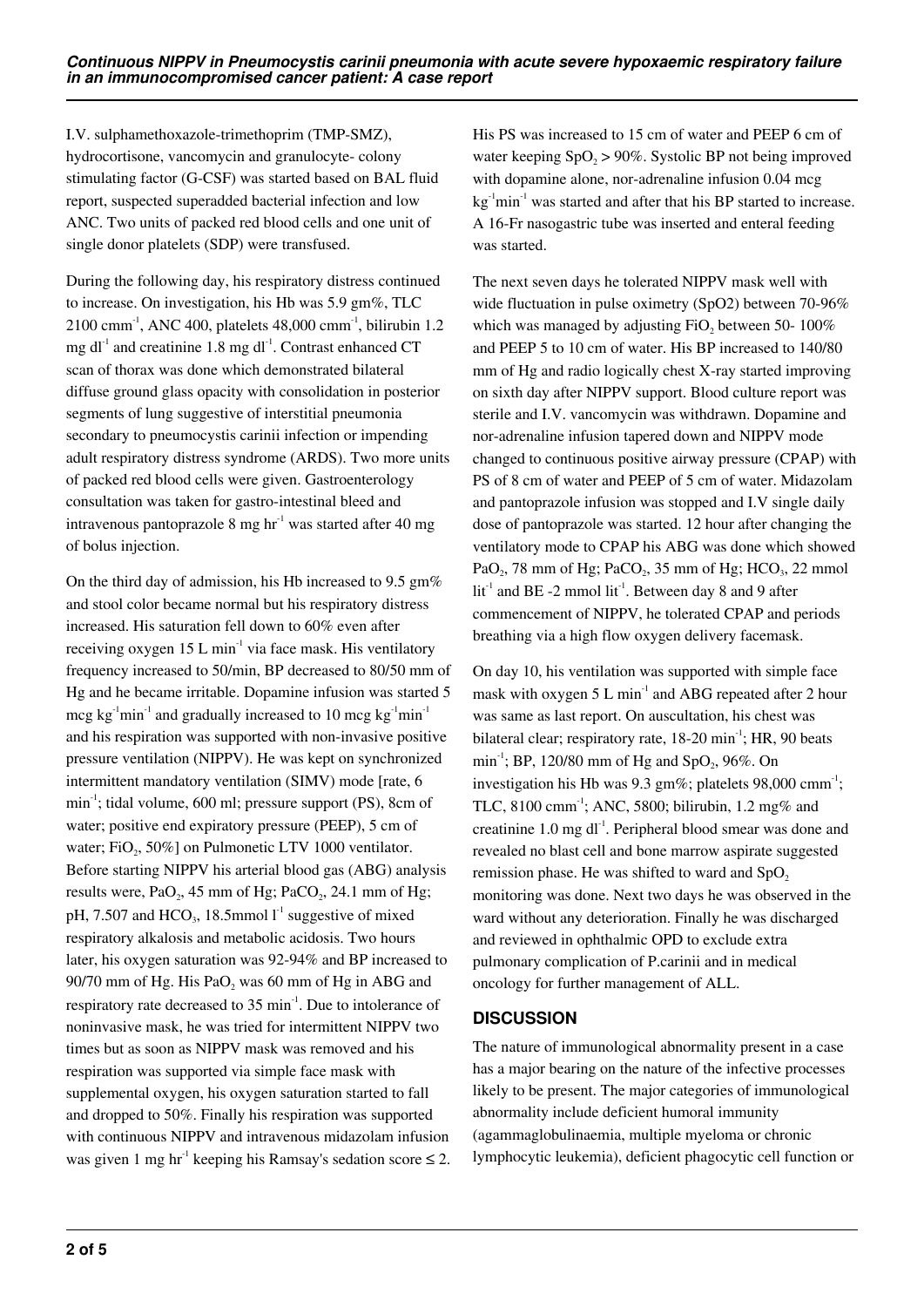I.V. sulphamethoxazole-trimethoprim (TMP-SMZ), hydrocortisone, vancomycin and granulocyte- colony stimulating factor (G-CSF) was started based on BAL fluid report, suspected superadded bacterial infection and low ANC. Two units of packed red blood cells and one unit of single donor platelets (SDP) were transfused.

During the following day, his respiratory distress continued to increase. On investigation, his Hb was 5.9 gm%, TLC 2100 $cmm^{-1}$, ANC 400, platelets 48,000 $cmm^{-1}$, bilirubin 1.2 mg $dl^{-1}$ and creatinine 1.8 mg $dl^{-1}$. Contrast enhanced CT scan of thorax was done which demonstrated bilateral diffuse ground glass opacity with consolidation in posterior segments of lung suggestive of interstitial pneumonia secondary to pneumocystis carinii infection or impending adult respiratory distress syndrome (ARDS). Two more units of packed red blood cells were given. Gastroenterology consultation was taken for gastro-intestinal bleed and intravenous pantoprazole 8 mg $hr^{-1}$ was started after 40 mg of bolus injection.

On the third day of admission, his Hb increased to 9.5 gm% and stool color became normal but his respiratory distress increased. His saturation fell down to 60% even after receiving oxygen 15 L $min^{-1}$ via face mask. His ventilatory frequency increased to 50/min, BP decreased to 80/50 mm of Hg and he became irritable. Dopamine infusion was started 5 mcg $kg^{-1}min^{-1}$ and gradually increased to 10 mcg $kg^{-1}min^{-1}$ and his respiration was supported with non-invasive positive pressure ventilation (NIPPV). He was kept on synchronized intermittent mandatory ventilation (SIMV) mode [rate, 6 $min^{-1}$; tidal volume, 600 ml; pressure support (PS), 8cm of water; positive end expiratory pressure (PEEP), 5 cm of water; $FiO_2$, 50%] on Pulmonetic LTV 1000 ventilator. Before starting NIPPV his arterial blood gas (ABG) analysis results were, $PaO_2$, 45 mm of Hg; $PaCO_2$, 24.1 mm of Hg; pH, 7.507 and $HCO_3$, 18.5mmol $l^{-1}$ suggestive of mixed respiratory alkalosis and metabolic acidosis. Two hours later, his oxygen saturation was 92-94% and BP increased to 90/70 mm of Hg. His $PaO_2$ was 60 mm of Hg in ABG and respiratory rate decreased to 35 $min^{-1}$. Due to intolerance of noninvasive mask, he was tried for intermittent NIPPV two times but as soon as NIPPV mask was removed and his respiration was supported via simple face mask with supplemental oxygen, his oxygen saturation started to fall and dropped to 50%. Finally his respiration was supported with continuous NIPPV and intravenous midazolam infusion was given 1 mg $hr^{-1}$ keeping his Ramsay's sedation score ≤ 2. His PS was increased to 15 cm of water and PEEP 6 cm of water keeping $SpO_2$ > 90%. Systolic BP not being improved with dopamine alone, nor-adrenaline infusion 0.04 mcg $kg^{-1}min^{-1}$ was started and after that his BP started to increase. A 16-Fr nasogastric tube was inserted and enteral feeding was started.

The next seven days he tolerated NIPPV mask well with wide fluctuation in pulse oximetry (SpO2) between 70-96% which was managed by adjusting $FiO_2$ between 50- 100% and PEEP 5 to 10 cm of water. His BP increased to 140/80 mm of Hg and radio logically chest X-ray started improving on sixth day after NIPPV support. Blood culture report was sterile and I.V. vancomycin was withdrawn. Dopamine and nor-adrenaline infusion tapered down and NIPPV mode changed to continuous positive airway pressure (CPAP) with PS of 8 cm of water and PEEP of 5 cm of water. Midazolam and pantoprazole infusion was stopped and I.V single daily dose of pantoprazole was started. 12 hour after changing the ventilatory mode to CPAP his ABG was done which showed $PaO_2$, 78 mm of Hg; $PaCO_2$, 35 mm of Hg; $HCO_3$, 22 mmol $lit^{-1}$ and BE -2 mmol $lit^{-1}$. Between day 8 and 9 after commencement of NIPPV, he tolerated CPAP and periods breathing via a high flow oxygen delivery facemask.

On day 10, his ventilation was supported with simple face mask with oxygen 5 L $min^{-1}$ and ABG repeated after 2 hour was same as last report. On auscultation, his chest was bilateral clear; respiratory rate, 18-20 $min^{-1}$; HR, 90 beats $min^{-1}$; BP, 120/80 mm of Hg and $SpO_2$, 96%. On investigation his Hb was 9.3 gm%; platelets 98,000 $cmm^{-1}$; TLC, 8100 $cmm^{-1}$; ANC, 5800; bilirubin, 1.2 mg% and creatinine 1.0 mg $dl^{-1}$. Peripheral blood smear was done and revealed no blast cell and bone marrow aspirate suggested remission phase. He was shifted to ward and $SpO_2$ monitoring was done. Next two days he was observed in the ward without any deterioration. Finally he was discharged and reviewed in ophthalmic OPD to exclude extra pulmonary complication of P.carinii and in medical oncology for further management of ALL.

## DISCUSSION

The nature of immunological abnormality present in a case has a major bearing on the nature of the infective processes likely to be present. The major categories of immunological abnormality include deficient humoral immunity (agammaglobulinaemia, multiple myeloma or chronic lymphocytic leukemia), deficient phagocytic cell function or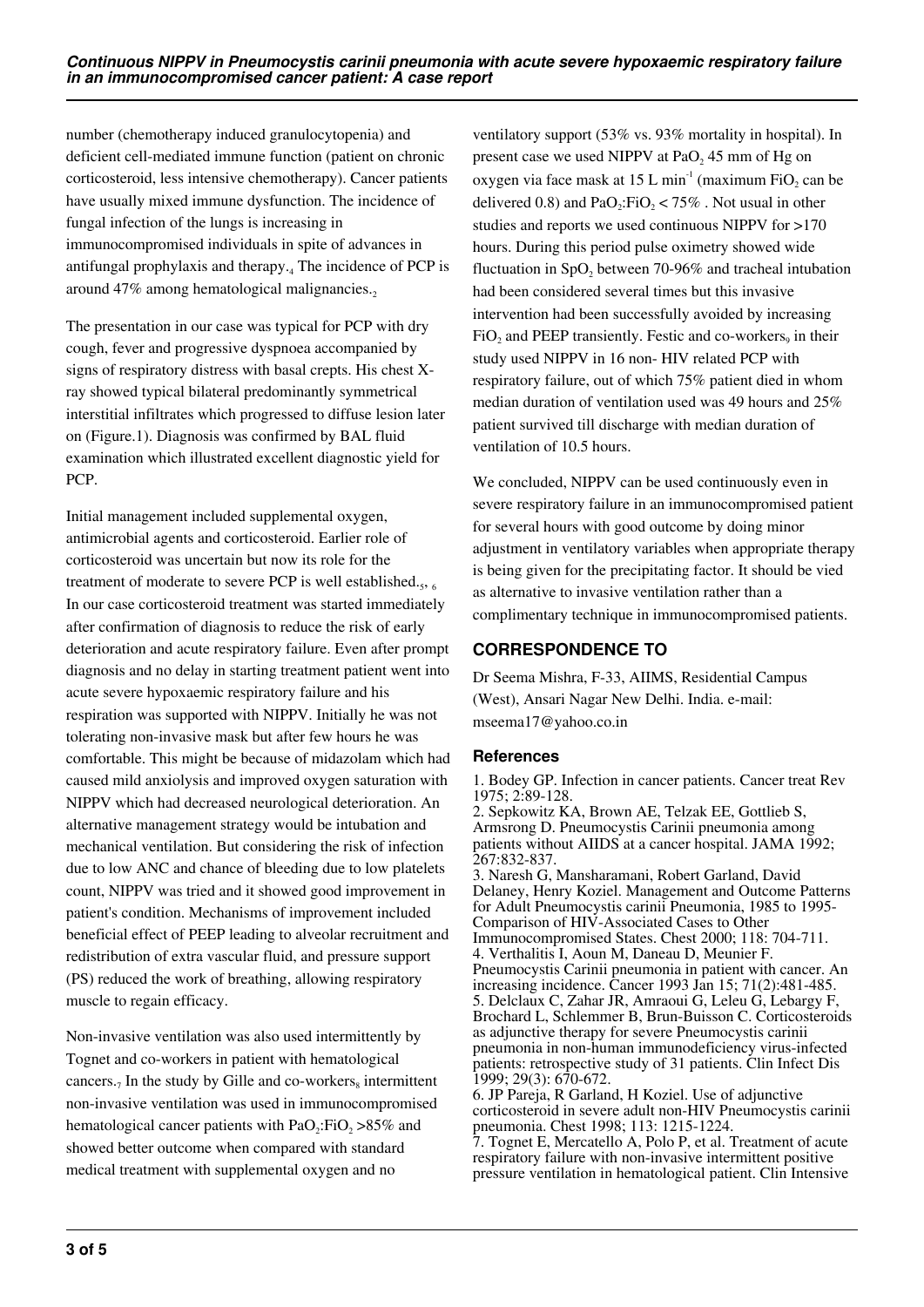number (chemotherapy induced granulocytopenia) and deficient cell-mediated immune function (patient on chronic corticosteroid, less intensive chemotherapy). Cancer patients have usually mixed immune dysfunction. The incidence of fungal infection of the lungs is increasing in immunocompromised individuals in spite of advances in antifungal prophylaxis and therapy.[4] The incidence of PCP is around 47% among hematological malignancies.[2]

The presentation in our case was typical for PCP with dry cough, fever and progressive dyspnoea accompanied by signs of respiratory distress with basal crepts. His chest X-ray showed typical bilateral predominantly symmetrical interstitial infiltrates which progressed to diffuse lesion later on (Figure.1). Diagnosis was confirmed by BAL fluid examination which illustrated excellent diagnostic yield for PCP.

Initial management included supplemental oxygen, antimicrobial agents and corticosteroid. Earlier role of corticosteroid was uncertain but now its role for the treatment of moderate to severe PCP is well established.[5, 6] In our case corticosteroid treatment was started immediately after confirmation of diagnosis to reduce the risk of early deterioration and acute respiratory failure. Even after prompt diagnosis and no delay in starting treatment patient went into acute severe hypoxaemic respiratory failure and his respiration was supported with NIPPV. Initially he was not tolerating non-invasive mask but after few hours he was comfortable. This might be because of midazolam which had caused mild anxiolysis and improved oxygen saturation with NIPPV which had decreased neurological deterioration. An alternative management strategy would be intubation and mechanical ventilation. But considering the risk of infection due to low ANC and chance of bleeding due to low platelets count, NIPPV was tried and it showed good improvement in patient's condition. Mechanisms of improvement included beneficial effect of PEEP leading to alveolar recruitment and redistribution of extra vascular fluid, and pressure support (PS) reduced the work of breathing, allowing respiratory muscle to regain efficacy.

Non-invasive ventilation was also used intermittently by Tognet and co-workers in patient with hematological cancers.[7] In the study by Gille and co-workers[8] intermittent non-invasive ventilation was used in immunocompromised hematological cancer patients with $PaO_2$:$FiO_2$ >85% and showed better outcome when compared with standard medical treatment with supplemental oxygen and no ventilatory support (53% vs. 93% mortality in hospital). In present case we used NIPPV at $PaO_2$ 45 mm of Hg on oxygen via face mask at 15 L $min^{-1}$ (maximum $FiO_2$ can be delivered 0.8) and $PaO_2$:$FiO_2$ < 75% . Not usual in other studies and reports we used continuous NIPPV for >170 hours. During this period pulse oximetry showed wide fluctuation in $SpO_2$ between 70-96% and tracheal intubation had been considered several times but this invasive intervention had been successfully avoided by increasing $FiO_2$ and PEEP transiently. Festic and co-workers[9] in their study used NIPPV in 16 non- HIV related PCP with respiratory failure, out of which 75% patient died in whom median duration of ventilation used was 49 hours and 25% patient survived till discharge with median duration of ventilation of 10.5 hours.

We concluded, NIPPV can be used continuously even in severe respiratory failure in an immunocompromised patient for several hours with good outcome by doing minor adjustment in ventilatory variables when appropriate therapy is being given for the precipitating factor. It should be vied as alternative to invasive ventilation rather than a complimentary technique in immunocompromised patients.

## CORRESPONDENCE TO

Dr Seema Mishra, F-33, AIIMS, Residential Campus (West), Ansari Nagar New Delhi. India. e-mail: mseema17@yahoo.co.in

### References

1. Bodey GP. Infection in cancer patients. Cancer treat Rev 1975; 2:89-128.
2. Sepkowitz KA, Brown AE, Telzak EE, Gottlieb S, Armsrong D. Pneumocystis Carinii pneumonia among patients without AIIDS at a cancer hospital. JAMA 1992; 267:832-837.
3. Naresh G, Mansharamani, Robert Garland, David Delaney, Henry Koziel. Management and Outcome Patterns for Adult Pneumocystis carinii Pneumonia, 1985 to 1995- Comparison of HIV-Associated Cases to Other Immunocompromised States. Chest 2000; 118: 704-711.
4. Verthalitis I, Aoun M, Daneau D, Meunier F. Pneumocystis Carinii pneumonia in patient with cancer. An increasing incidence. Cancer 1993 Jan 15; 71(2):481-485.
5. Delclaux C, Zahar JR, Amraoui G, Leleu G, Lebargy F, Brochard L, Schlemmer B, Brun-Buisson C. Corticosteroids as adjunctive therapy for severe Pneumocystis carinii pneumonia in non-human immunodeficiency virus-infected patients: retrospective study of 31 patients. Clin Infect Dis 1999; 29(3): 670-672.
6. JP Pareja, R Garland, H Koziel. Use of adjunctive corticosteroid in severe adult non-HIV Pneumocystis carinii pneumonia. Chest 1998; 113: 1215-1224.
7. Tognet E, Mercatello A, Polo P, et al. Treatment of acute respiratory failure with non-invasive intermittent positive pressure ventilation in hematological patient. Clin Intensive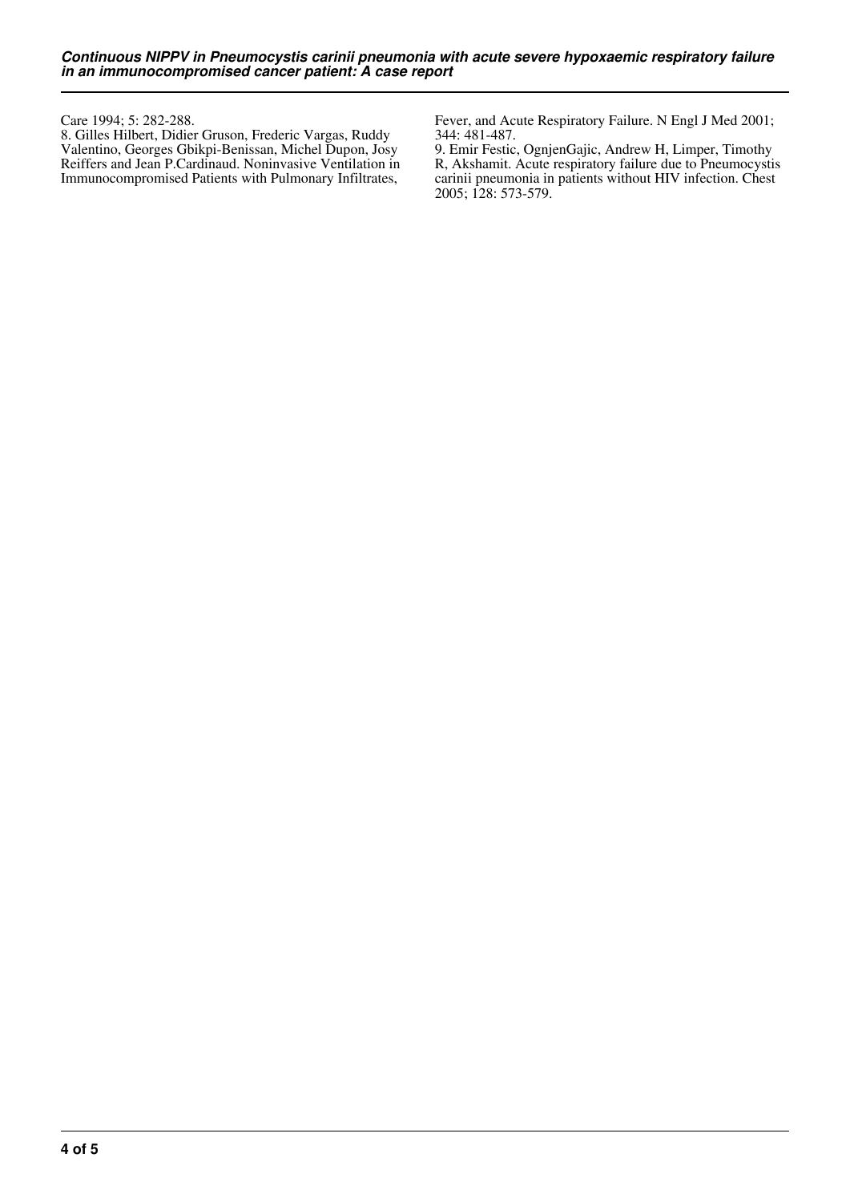Care 1994; 5: 282-288.

8. Gilles Hilbert, Didier Gruson, Frederic Vargas, Ruddy Valentino, Georges Gbikpi-Benissan, Michel Dupon, Josy Reiffers and Jean P.Cardinaud. Noninvasive Ventilation in Immunocompromised Patients with Pulmonary Infiltrates, Fever, and Acute Respiratory Failure. N Engl J Med 2001; 344: 481-487.

9. Emir Festic, OgnjenGajic, Andrew H, Limper, Timothy R, Akshamit. Acute respiratory failure due to Pneumocystis carinii pneumonia in patients without HIV infection. Chest 2005; 128: 573-579.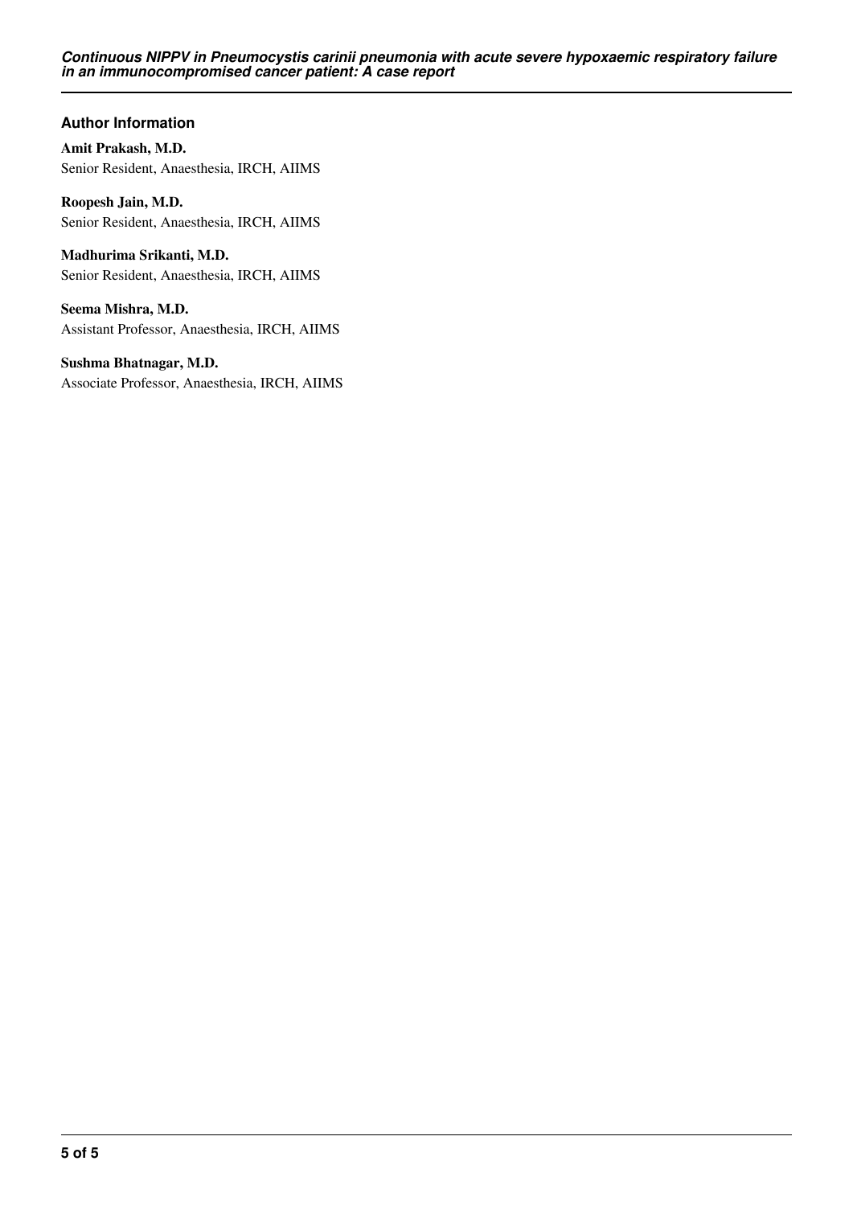## Author Information

**Amit Prakash, M.D.**
Senior Resident, Anaesthesia, IRCH, AIIMS

**Roopesh Jain, M.D.**
Senior Resident, Anaesthesia, IRCH, AIIMS

**Madhurima Srikanti, M.D.**
Senior Resident, Anaesthesia, IRCH, AIIMS

**Seema Mishra, M.D.**
Assistant Professor, Anaesthesia, IRCH, AIIMS

**Sushma Bhatnagar, M.D.**
Associate Professor, Anaesthesia, IRCH, AIIMS